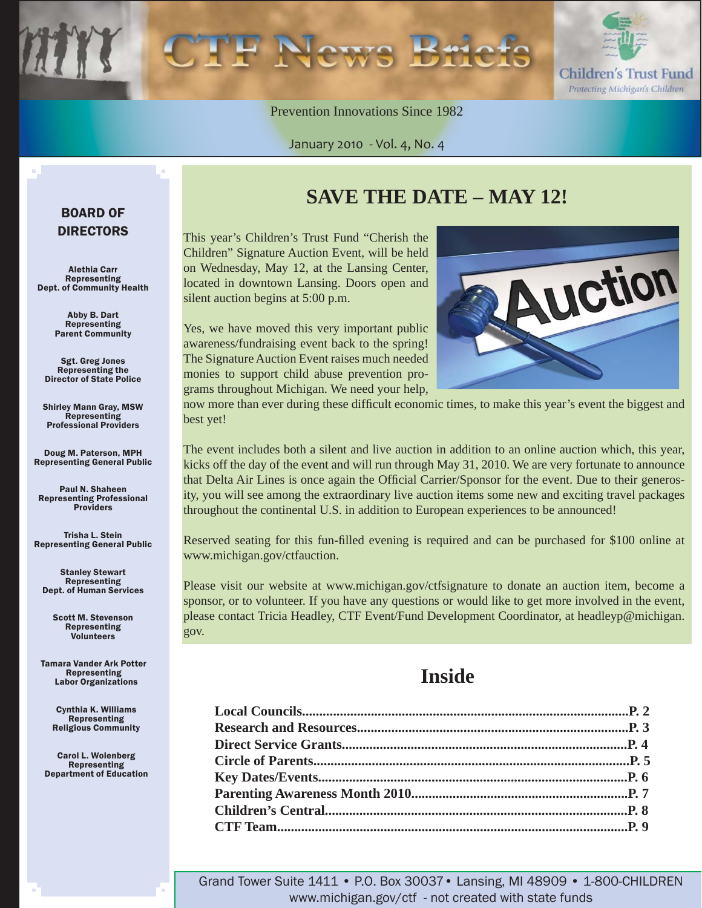# CTF News Briefs

Children's Trust Fund
*Protecting Michigan's Children*

Prevention Innovations Since 1982

January 2010 - Vol. 4, No. 4

## BOARD OF DIRECTORS

**Alethia Carr**
Representing
Dept. of Community Health

**Abby B. Dart**
Representing
Parent Community

**Sgt. Greg Jones**
Representing the
Director of State Police

**Shirley Mann Gray, MSW**
Representing
Professional Providers

**Doug M. Paterson, MPH**
Representing General Public

**Paul N. Shaheen**
Representing Professional
Providers

**Trisha L. Stein**
Representing General Public

**Stanley Stewart**
Representing
Dept. of Human Services

**Scott M. Stevenson**
Representing
Volunteers

**Tamara Vander Ark Potter**
Representing
Labor Organizations

**Cynthia K. Williams**
Representing
Religious Community

**Carol L. Wolenberg**
Representing
Department of Education

## SAVE THE DATE – MAY 12!

This year's Children's Trust Fund "Cherish the Children" Signature Auction Event, will be held on Wednesday, May 12, at the Lansing Center, located in downtown Lansing. Doors open and silent auction begins at 5:00 p.m.

Yes, we have moved this very important public awareness/fundraising event back to the spring! The Signature Auction Event raises much needed monies to support child abuse prevention programs throughout Michigan. We need your help, now more than ever during these difficult economic times, to make this year's event the biggest and best yet!

The event includes both a silent and live auction in addition to an online auction which, this year, kicks off the day of the event and will run through May 31, 2010. We are very fortunate to announce that Delta Air Lines is once again the Official Carrier/Sponsor for the event. Due to their generosity, you will see among the extraordinary live auction items some new and exciting travel packages throughout the continental U.S. in addition to European experiences to be announced!

Reserved seating for this fun-filled evening is required and can be purchased for $100 online at www.michigan.gov/ctfauction.

Please visit our website at www.michigan.gov/ctfsignature to donate an auction item, become a sponsor, or to volunteer. If you have any questions or would like to get more involved in the event, please contact Tricia Headley, CTF Event/Fund Development Coordinator, at headleyp@michigan.gov.

## Inside

**Local Councils................................................................P. 2**
**Research and Resources...............................................P. 3**
**Direct Service Grants.....................................................P. 4**
**Circle of Parents.............................................................P. 5**
**Key Dates/Events...........................................................P. 6**
**Parenting Awareness Month 2010.................................P. 7**
**Children's Central..........................................................P. 8**
**CTF Team.......................................................................P. 9**

Grand Tower Suite 1411 • P.O. Box 30037 • Lansing, MI 48909 • 1-800-CHILDREN
www.michigan.gov/ctf - not created with state funds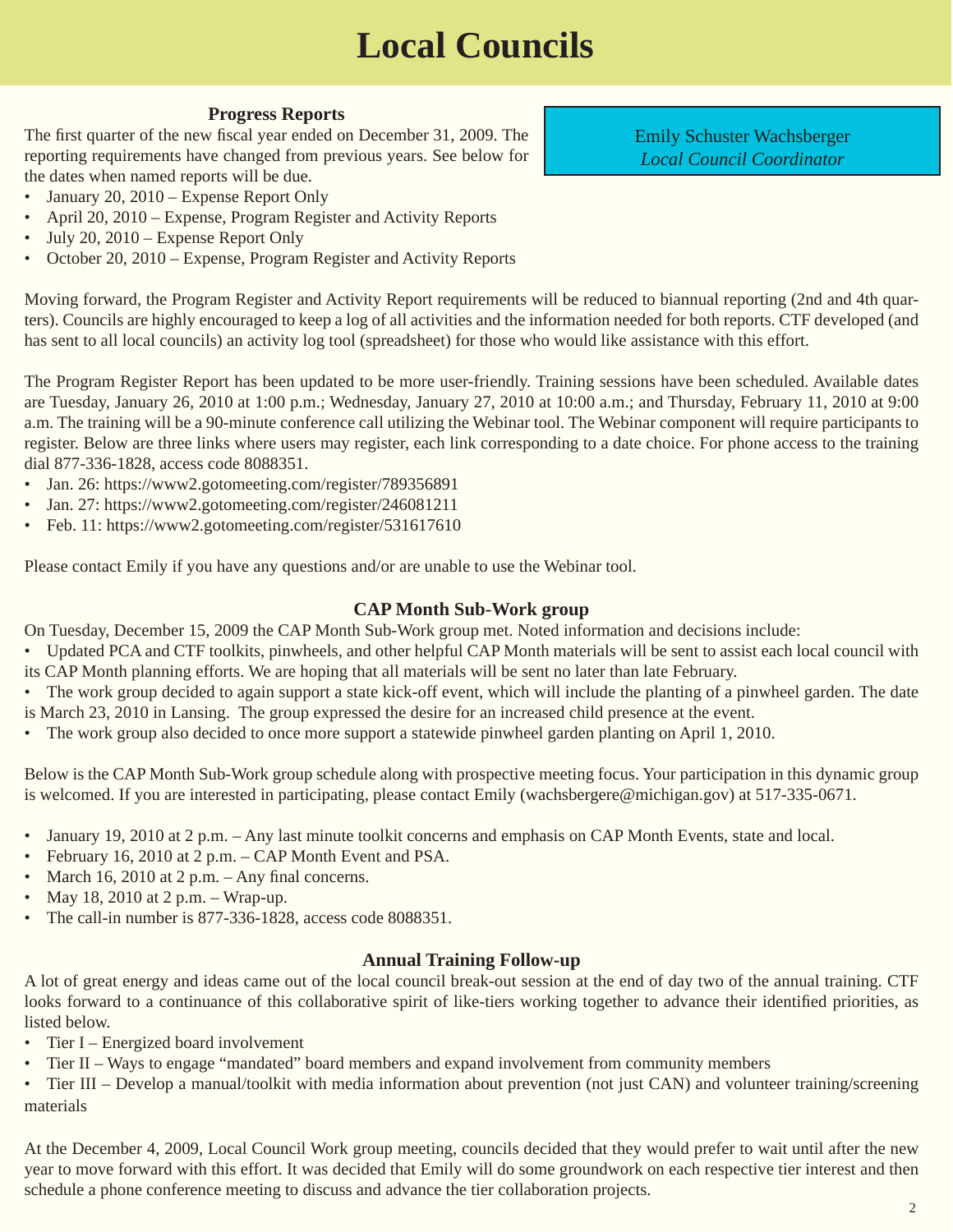# Local Councils

Emily Schuster Wachsberger
*Local Council Coordinator*

### Progress Reports

The first quarter of the new fiscal year ended on December 31, 2009. The reporting requirements have changed from previous years. See below for the dates when named reports will be due.

- January 20, 2010 – Expense Report Only
- April 20, 2010 – Expense, Program Register and Activity Reports
- July 20, 2010 – Expense Report Only
- October 20, 2010 – Expense, Program Register and Activity Reports

Moving forward, the Program Register and Activity Report requirements will be reduced to biannual reporting (2nd and 4th quarters). Councils are highly encouraged to keep a log of all activities and the information needed for both reports. CTF developed (and has sent to all local councils) an activity log tool (spreadsheet) for those who would like assistance with this effort.

The Program Register Report has been updated to be more user-friendly. Training sessions have been scheduled. Available dates are Tuesday, January 26, 2010 at 1:00 p.m.; Wednesday, January 27, 2010 at 10:00 a.m.; and Thursday, February 11, 2010 at 9:00 a.m. The training will be a 90-minute conference call utilizing the Webinar tool. The Webinar component will require participants to register. Below are three links where users may register, each link corresponding to a date choice. For phone access to the training dial 877-336-1828, access code 8088351.

- Jan. 26: https://www2.gotomeeting.com/register/789356891
- Jan. 27: https://www2.gotomeeting.com/register/246081211
- Feb. 11: https://www2.gotomeeting.com/register/531617610

Please contact Emily if you have any questions and/or are unable to use the Webinar tool.

### CAP Month Sub-Work group

On Tuesday, December 15, 2009 the CAP Month Sub-Work group met. Noted information and decisions include:

- Updated PCA and CTF toolkits, pinwheels, and other helpful CAP Month materials will be sent to assist each local council with its CAP Month planning efforts. We are hoping that all materials will be sent no later than late February.
- The work group decided to again support a state kick-off event, which will include the planting of a pinwheel garden. The date is March 23, 2010 in Lansing. The group expressed the desire for an increased child presence at the event.
- The work group also decided to once more support a statewide pinwheel garden planting on April 1, 2010.

Below is the CAP Month Sub-Work group schedule along with prospective meeting focus. Your participation in this dynamic group is welcomed. If you are interested in participating, please contact Emily (wachsbergere@michigan.gov) at 517-335-0671.

- January 19, 2010 at 2 p.m. – Any last minute toolkit concerns and emphasis on CAP Month Events, state and local.
- February 16, 2010 at 2 p.m. – CAP Month Event and PSA.
- March 16, 2010 at 2 p.m. – Any final concerns.
- May 18, 2010 at 2 p.m. – Wrap-up.
- The call-in number is 877-336-1828, access code 8088351.

### Annual Training Follow-up

A lot of great energy and ideas came out of the local council break-out session at the end of day two of the annual training. CTF looks forward to a continuance of this collaborative spirit of like-tiers working together to advance their identified priorities, as listed below.

- Tier I – Energized board involvement
- Tier II – Ways to engage "mandated" board members and expand involvement from community members
- Tier III – Develop a manual/toolkit with media information about prevention (not just CAN) and volunteer training/screening materials

At the December 4, 2009, Local Council Work group meeting, councils decided that they would prefer to wait until after the new year to move forward with this effort. It was decided that Emily will do some groundwork on each respective tier interest and then schedule a phone conference meeting to discuss and advance the tier collaboration projects.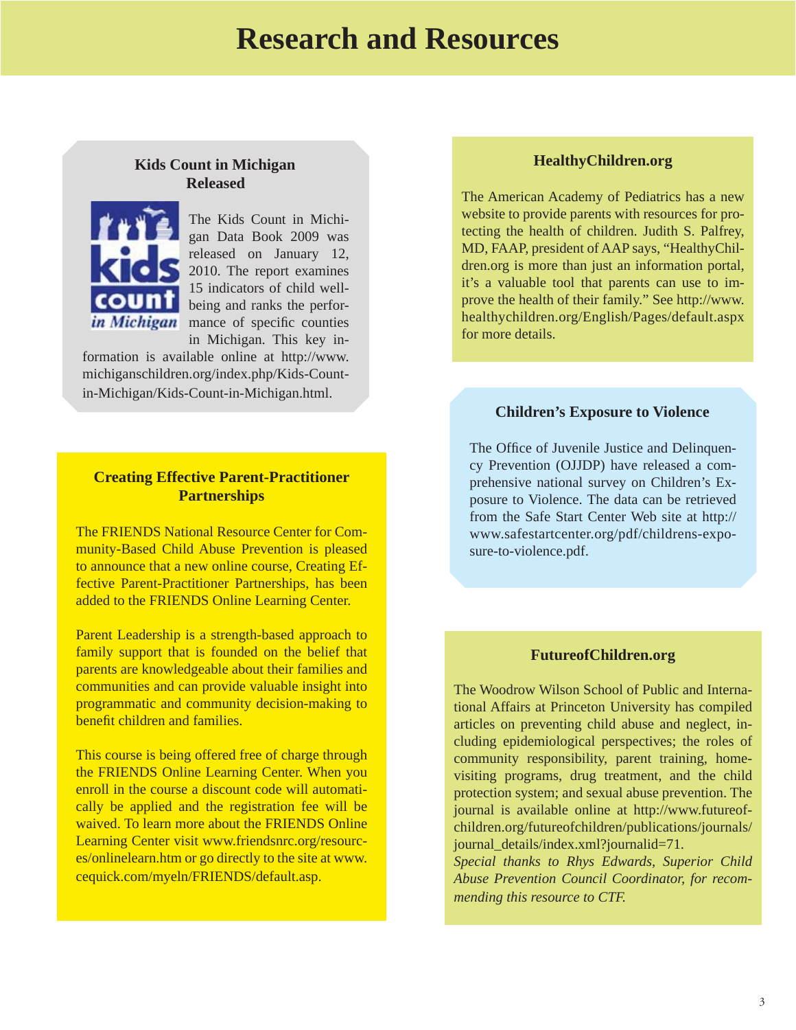# Research and Resources

### Kids Count in Michigan Released

The Kids Count in Michigan Data Book 2009 was released on January 12, 2010. The report examines 15 indicators of child well-being and ranks the performance of specific counties in Michigan. This key information is available online at http://www.michiganschildren.org/index.php/Kids-Count-in-Michigan/Kids-Count-in-Michigan.html.

### Creating Effective Parent-Practitioner Partnerships

The FRIENDS National Resource Center for Community-Based Child Abuse Prevention is pleased to announce that a new online course, Creating Effective Parent-Practitioner Partnerships, has been added to the FRIENDS Online Learning Center.

Parent Leadership is a strength-based approach to family support that is founded on the belief that parents are knowledgeable about their families and communities and can provide valuable insight into programmatic and community decision-making to benefit children and families.

This course is being offered free of charge through the FRIENDS Online Learning Center. When you enroll in the course a discount code will automatically be applied and the registration fee will be waived. To learn more about the FRIENDS Online Learning Center visit www.friendsnrc.org/resources/onlinelearn.htm or go directly to the site at www.cequick.com/myeln/FRIENDS/default.asp.

### HealthyChildren.org

The American Academy of Pediatrics has a new website to provide parents with resources for protecting the health of children. Judith S. Palfrey, MD, FAAP, president of AAP says, "HealthyChildren.org is more than just an information portal, it's a valuable tool that parents can use to improve the health of their family." See http://www.healthychildren.org/English/Pages/default.aspx for more details.

### Children's Exposure to Violence

The Office of Juvenile Justice and Delinquency Prevention (OJJDP) have released a comprehensive national survey on Children's Exposure to Violence. The data can be retrieved from the Safe Start Center Web site at http://www.safestartcenter.org/pdf/childrens-exposure-to-violence.pdf.

### FutureofChildren.org

The Woodrow Wilson School of Public and International Affairs at Princeton University has compiled articles on preventing child abuse and neglect, including epidemiological perspectives; the roles of community responsibility, parent training, home-visiting programs, drug treatment, and the child protection system; and sexual abuse prevention. The journal is available online at http://www.futureofchildren.org/futureofchildren/publications/journals/journal_details/index.xml?journalid=71.

*Special thanks to Rhys Edwards, Superior Child Abuse Prevention Council Coordinator, for recommending this resource to CTF.*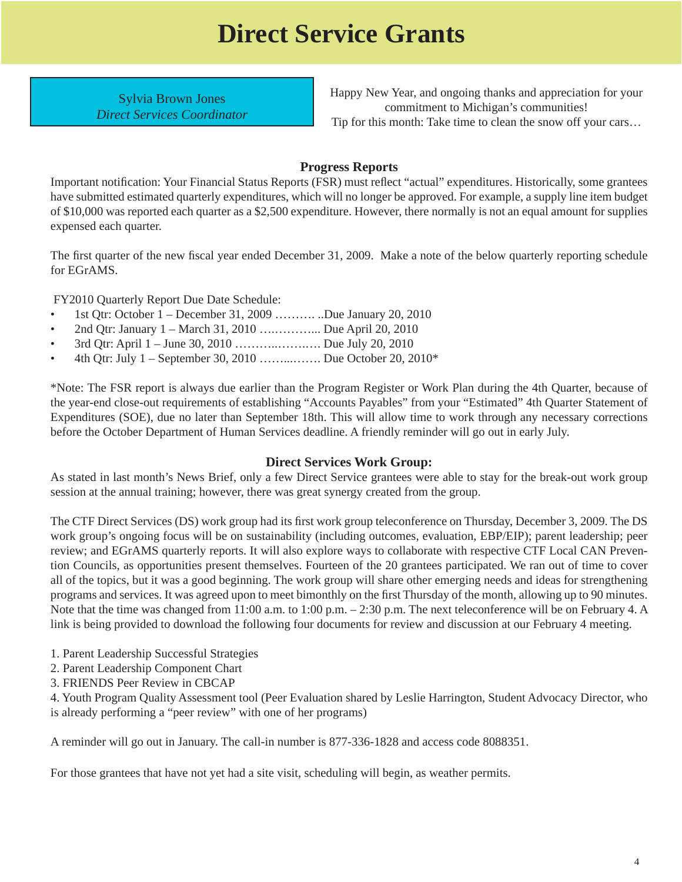# Direct Service Grants

Sylvia Brown Jones
*Direct Services Coordinator*

Happy New Year, and ongoing thanks and appreciation for your commitment to Michigan's communities!
Tip for this month: Take time to clean the snow off your cars…

### Progress Reports

Important notification: Your Financial Status Reports (FSR) must reflect "actual" expenditures. Historically, some grantees have submitted estimated quarterly expenditures, which will no longer be approved. For example, a supply line item budget of $10,000 was reported each quarter as a $2,500 expenditure. However, there normally is not an equal amount for supplies expensed each quarter.

The first quarter of the new fiscal year ended December 31, 2009. Make a note of the below quarterly reporting schedule for EGrAMS.

FY2010 Quarterly Report Due Date Schedule:

- 1st Qtr: October 1 – December 31, 2009 ………. ..Due January 20, 2010
- 2nd Qtr: January 1 – March 31, 2010 ….……….. Due April 20, 2010
- 3rd Qtr: April 1 – June 30, 2010 ………..……..… Due July 20, 2010
- 4th Qtr: July 1 – September 30, 2010 ……...……. Due October 20, 2010*

*Note: The FSR report is always due earlier than the Program Register or Work Plan during the 4th Quarter, because of the year-end close-out requirements of establishing "Accounts Payables" from your "Estimated" 4th Quarter Statement of Expenditures (SOE), due no later than September 18th. This will allow time to work through any necessary corrections before the October Department of Human Services deadline. A friendly reminder will go out in early July.

### Direct Services Work Group:

As stated in last month's News Brief, only a few Direct Service grantees were able to stay for the break-out work group session at the annual training; however, there was great synergy created from the group.

The CTF Direct Services (DS) work group had its first work group teleconference on Thursday, December 3, 2009. The DS work group's ongoing focus will be on sustainability (including outcomes, evaluation, EBP/EIP); parent leadership; peer review; and EGrAMS quarterly reports. It will also explore ways to collaborate with respective CTF Local CAN Prevention Councils, as opportunities present themselves. Fourteen of the 20 grantees participated. We ran out of time to cover all of the topics, but it was a good beginning. The work group will share other emerging needs and ideas for strengthening programs and services. It was agreed upon to meet bimonthly on the first Thursday of the month, allowing up to 90 minutes. Note that the time was changed from 11:00 a.m. to 1:00 p.m. – 2:30 p.m. The next teleconference will be on February 4. A link is being provided to download the following four documents for review and discussion at our February 4 meeting.

1. Parent Leadership Successful Strategies
2. Parent Leadership Component Chart
3. FRIENDS Peer Review in CBCAP
4. Youth Program Quality Assessment tool (Peer Evaluation shared by Leslie Harrington, Student Advocacy Director, who is already performing a "peer review" with one of her programs)

A reminder will go out in January. The call-in number is 877-336-1828 and access code 8088351.

For those grantees that have not yet had a site visit, scheduling will begin, as weather permits.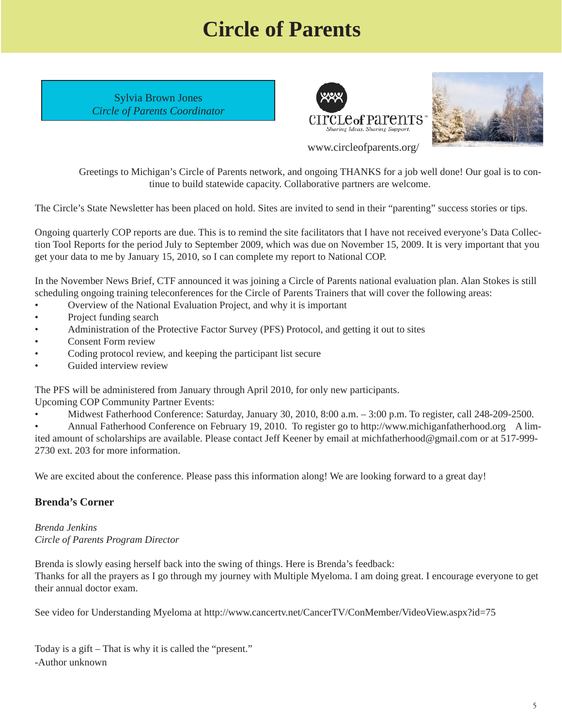# Circle of Parents

Sylvia Brown Jones
*Circle of Parents Coordinator*

circle of parents
*Sharing Ideas. Sharing Support.*

www.circleofparents.org/

Greetings to Michigan's Circle of Parents network, and ongoing THANKS for a job well done! Our goal is to continue to build statewide capacity. Collaborative partners are welcome.

The Circle's State Newsletter has been placed on hold. Sites are invited to send in their "parenting" success stories or tips.

Ongoing quarterly COP reports are due. This is to remind the site facilitators that I have not received everyone's Data Collection Tool Reports for the period July to September 2009, which was due on November 15, 2009. It is very important that you get your data to me by January 15, 2010, so I can complete my report to National COP.

In the November News Brief, CTF announced it was joining a Circle of Parents national evaluation plan. Alan Stokes is still scheduling ongoing training teleconferences for the Circle of Parents Trainers that will cover the following areas:

- Overview of the National Evaluation Project, and why it is important
- Project funding search
- Administration of the Protective Factor Survey (PFS) Protocol, and getting it out to sites
- Consent Form review
- Coding protocol review, and keeping the participant list secure
- Guided interview review

The PFS will be administered from January through April 2010, for only new participants.
Upcoming COP Community Partner Events:

- Midwest Fatherhood Conference: Saturday, January 30, 2010, 8:00 a.m. – 3:00 p.m. To register, call 248-209-2500.
- Annual Fatherhood Conference on February 19, 2010. To register go to http://www.michiganfatherhood.org A limited amount of scholarships are available. Please contact Jeff Keener by email at michfatherhood@gmail.com or at 517-999-2730 ext. 203 for more information.

We are excited about the conference. Please pass this information along! We are looking forward to a great day!

### Brenda's Corner

*Brenda Jenkins*
*Circle of Parents Program Director*

Brenda is slowly easing herself back into the swing of things. Here is Brenda's feedback:
Thanks for all the prayers as I go through my journey with Multiple Myeloma. I am doing great. I encourage everyone to get their annual doctor exam.

See video for Understanding Myeloma at http://www.cancertv.net/CancerTV/ConMember/VideoView.aspx?id=75

Today is a gift – That is why it is called the "present."
-Author unknown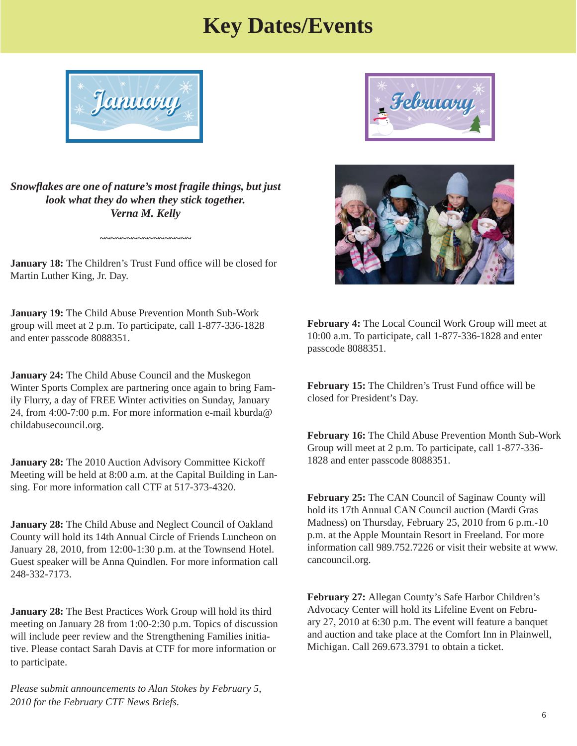# Key Dates/Events

## January

***Snowflakes are one of nature's most fragile things, but just look what they do when they stick together.***
***Verna M. Kelly***

~~~~~~~~~~~~~~~~~~

**January 18:** The Children's Trust Fund office will be closed for Martin Luther King, Jr. Day.

**January 19:** The Child Abuse Prevention Month Sub-Work group will meet at 2 p.m. To participate, call 1-877-336-1828 and enter passcode 8088351.

**January 24:** The Child Abuse Council and the Muskegon Winter Sports Complex are partnering once again to bring Family Flurry, a day of FREE Winter activities on Sunday, January 24, from 4:00-7:00 p.m. For more information e-mail kburda@childabusecouncil.org.

**January 28:** The 2010 Auction Advisory Committee Kickoff Meeting will be held at 8:00 a.m. at the Capital Building in Lansing. For more information call CTF at 517-373-4320.

**January 28:** The Child Abuse and Neglect Council of Oakland County will hold its 14th Annual Circle of Friends Luncheon on January 28, 2010, from 12:00-1:30 p.m. at the Townsend Hotel. Guest speaker will be Anna Quindlen. For more information call 248-332-7173.

**January 28:** The Best Practices Work Group will hold its third meeting on January 28 from 1:00-2:30 p.m. Topics of discussion will include peer review and the Strengthening Families initiative. Please contact Sarah Davis at CTF for more information or to participate.

*Please submit announcements to Alan Stokes by February 5, 2010 for the February CTF News Briefs.*

## February

**February 4:** The Local Council Work Group will meet at 10:00 a.m. To participate, call 1-877-336-1828 and enter passcode 8088351.

**February 15:** The Children's Trust Fund office will be closed for President's Day.

**February 16:** The Child Abuse Prevention Month Sub-Work Group will meet at 2 p.m. To participate, call 1-877-336-1828 and enter passcode 8088351.

**February 25:** The CAN Council of Saginaw County will hold its 17th Annual CAN Council auction (Mardi Gras Madness) on Thursday, February 25, 2010 from 6 p.m.-10 p.m. at the Apple Mountain Resort in Freeland. For more information call 989.752.7226 or visit their website at www.cancouncil.org.

**February 27:** Allegan County's Safe Harbor Children's Advocacy Center will hold its Lifeline Event on February 27, 2010 at 6:30 p.m. The event will feature a banquet and auction and take place at the Comfort Inn in Plainwell, Michigan. Call 269.673.3791 to obtain a ticket.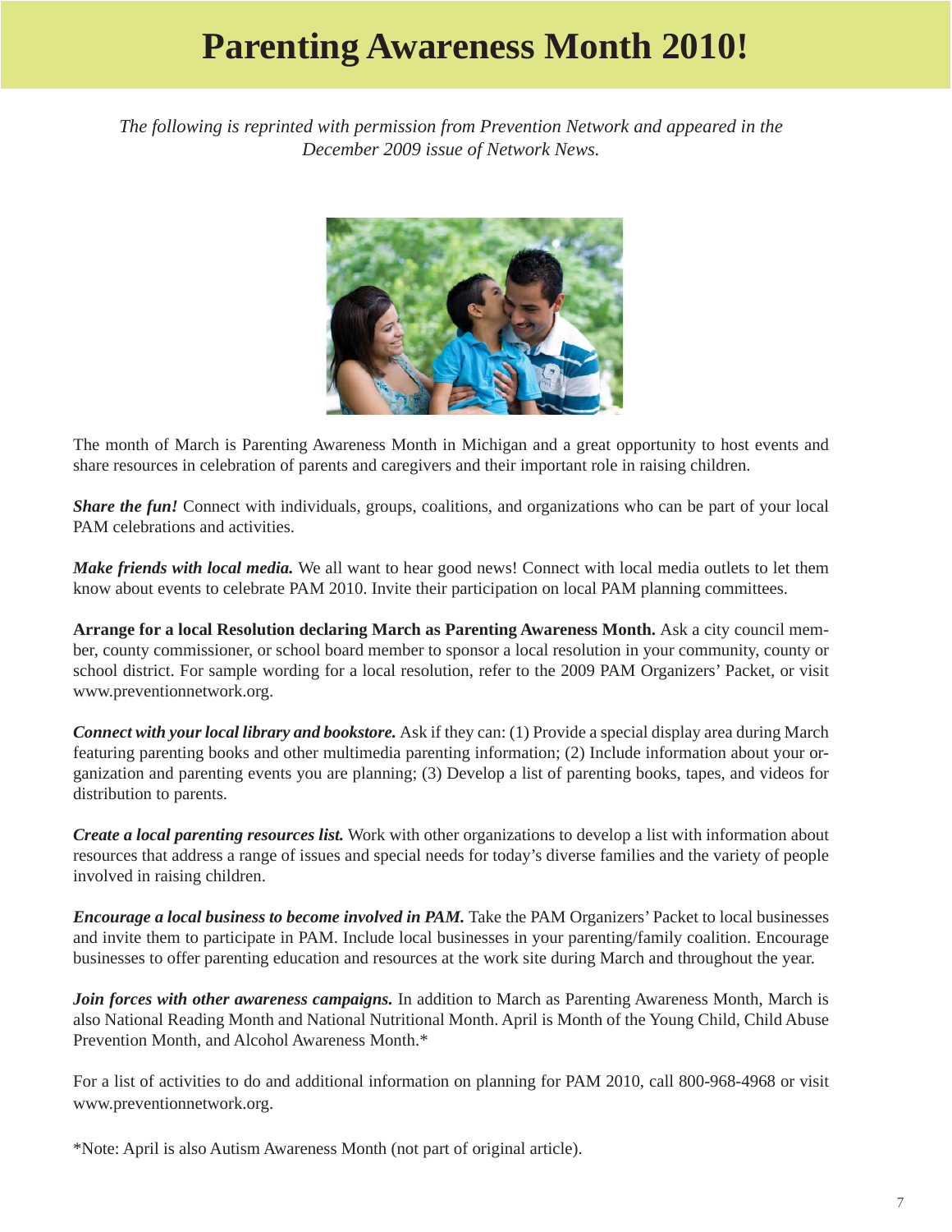# Parenting Awareness Month 2010!

*The following is reprinted with permission from Prevention Network and appeared in the December 2009 issue of Network News.*

The month of March is Parenting Awareness Month in Michigan and a great opportunity to host events and share resources in celebration of parents and caregivers and their important role in raising children.

***Share the fun!*** Connect with individuals, groups, coalitions, and organizations who can be part of your local PAM celebrations and activities.

***Make friends with local media.*** We all want to hear good news! Connect with local media outlets to let them know about events to celebrate PAM 2010. Invite their participation on local PAM planning committees.

**Arrange for a local Resolution declaring March as Parenting Awareness Month.** Ask a city council member, county commissioner, or school board member to sponsor a local resolution in your community, county or school district. For sample wording for a local resolution, refer to the 2009 PAM Organizers' Packet, or visit www.preventionnetwork.org.

***Connect with your local library and bookstore.*** Ask if they can: (1) Provide a special display area during March featuring parenting books and other multimedia parenting information; (2) Include information about your organization and parenting events you are planning; (3) Develop a list of parenting books, tapes, and videos for distribution to parents.

***Create a local parenting resources list.*** Work with other organizations to develop a list with information about resources that address a range of issues and special needs for today's diverse families and the variety of people involved in raising children.

***Encourage a local business to become involved in PAM.*** Take the PAM Organizers' Packet to local businesses and invite them to participate in PAM. Include local businesses in your parenting/family coalition. Encourage businesses to offer parenting education and resources at the work site during March and throughout the year.

***Join forces with other awareness campaigns.*** In addition to March as Parenting Awareness Month, March is also National Reading Month and National Nutritional Month. April is Month of the Young Child, Child Abuse Prevention Month, and Alcohol Awareness Month.*

For a list of activities to do and additional information on planning for PAM 2010, call 800-968-4968 or visit www.preventionnetwork.org.

*Note: April is also Autism Awareness Month (not part of original article).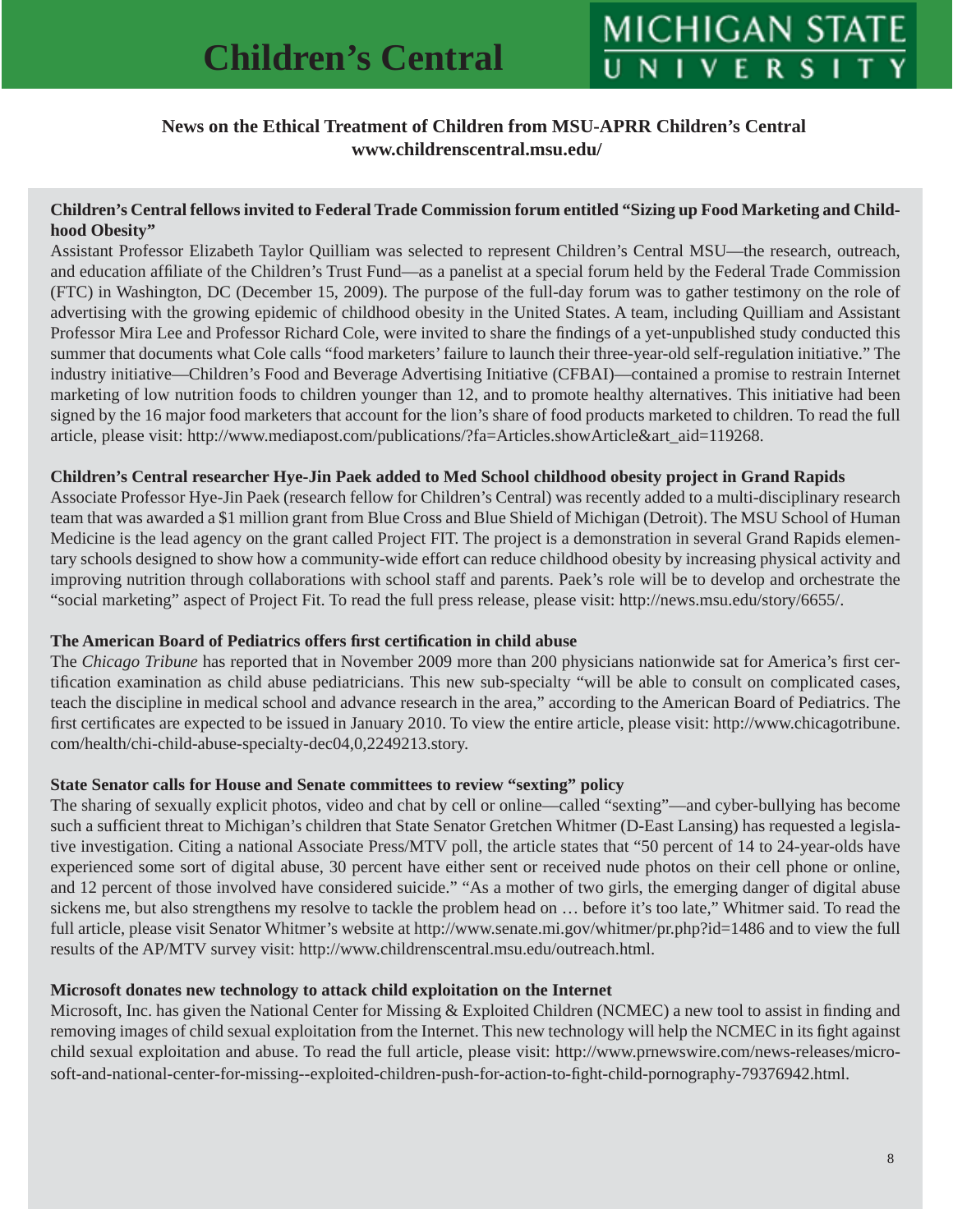# Children's Central

**MICHIGAN STATE UNIVERSITY**

**News on the Ethical Treatment of Children from MSU-APRR Children's Central**
**www.childrenscentral.msu.edu/**

### Children's Central fellows invited to Federal Trade Commission forum entitled "Sizing up Food Marketing and Childhood Obesity"

Assistant Professor Elizabeth Taylor Quilliam was selected to represent Children's Central MSU—the research, outreach, and education affiliate of the Children's Trust Fund—as a panelist at a special forum held by the Federal Trade Commission (FTC) in Washington, DC (December 15, 2009). The purpose of the full-day forum was to gather testimony on the role of advertising with the growing epidemic of childhood obesity in the United States. A team, including Quilliam and Assistant Professor Mira Lee and Professor Richard Cole, were invited to share the findings of a yet-unpublished study conducted this summer that documents what Cole calls "food marketers' failure to launch their three-year-old self-regulation initiative." The industry initiative—Children's Food and Beverage Advertising Initiative (CFBAI)—contained a promise to restrain Internet marketing of low nutrition foods to children younger than 12, and to promote healthy alternatives. This initiative had been signed by the 16 major food marketers that account for the lion's share of food products marketed to children. To read the full article, please visit: http://www.mediapost.com/publications/?fa=Articles.showArticle&art_aid=119268.

### Children's Central researcher Hye-Jin Paek added to Med School childhood obesity project in Grand Rapids

Associate Professor Hye-Jin Paek (research fellow for Children's Central) was recently added to a multi-disciplinary research team that was awarded a $1 million grant from Blue Cross and Blue Shield of Michigan (Detroit). The MSU School of Human Medicine is the lead agency on the grant called Project FIT. The project is a demonstration in several Grand Rapids elementary schools designed to show how a community-wide effort can reduce childhood obesity by increasing physical activity and improving nutrition through collaborations with school staff and parents. Paek's role will be to develop and orchestrate the "social marketing" aspect of Project Fit. To read the full press release, please visit: http://news.msu.edu/story/6655/.

### The American Board of Pediatrics offers first certification in child abuse

The *Chicago Tribune* has reported that in November 2009 more than 200 physicians nationwide sat for America's first certification examination as child abuse pediatricians. This new sub-specialty "will be able to consult on complicated cases, teach the discipline in medical school and advance research in the area," according to the American Board of Pediatrics. The first certificates are expected to be issued in January 2010. To view the entire article, please visit: http://www.chicagotribune.com/health/chi-child-abuse-specialty-dec04,0,2249213.story.

### State Senator calls for House and Senate committees to review "sexting" policy

The sharing of sexually explicit photos, video and chat by cell or online—called "sexting"—and cyber-bullying has become such a sufficient threat to Michigan's children that State Senator Gretchen Whitmer (D-East Lansing) has requested a legislative investigation. Citing a national Associate Press/MTV poll, the article states that "50 percent of 14 to 24-year-olds have experienced some sort of digital abuse, 30 percent have either sent or received nude photos on their cell phone or online, and 12 percent of those involved have considered suicide." "As a mother of two girls, the emerging danger of digital abuse sickens me, but also strengthens my resolve to tackle the problem head on … before it's too late," Whitmer said. To read the full article, please visit Senator Whitmer's website at http://www.senate.mi.gov/whitmer/pr.php?id=1486 and to view the full results of the AP/MTV survey visit: http://www.childrenscentral.msu.edu/outreach.html.

### Microsoft donates new technology to attack child exploitation on the Internet

Microsoft, Inc. has given the National Center for Missing & Exploited Children (NCMEC) a new tool to assist in finding and removing images of child sexual exploitation from the Internet. This new technology will help the NCMEC in its fight against child sexual exploitation and abuse. To read the full article, please visit: http://www.prnewswire.com/news-releases/microsoft-and-national-center-for-missing--exploited-children-push-for-action-to-fight-child-pornography-79376942.html.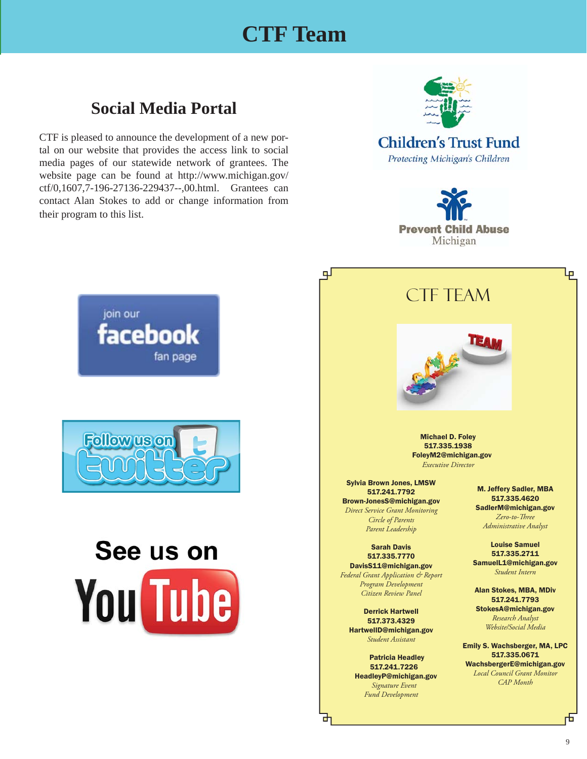# CTF Team

## Social Media Portal

CTF is pleased to announce the development of a new portal on our website that provides the access link to social media pages of our statewide network of grantees. The website page can be found at http://www.michigan.gov/ctf/0,1607,7-196-27136-229437--,00.html. Grantees can contact Alan Stokes to add or change information from their program to this list.

Children's Trust Fund

*Protecting Michigan's Children*

Prevent Child Abuse Michigan

join our facebook fan page

Follow us on twitter

See us on YouTube

## CTF TEAM

**Michael D. Foley**
**517.335.1938**
**FoleyM2@michigan.gov**
*Executive Director*

**Sylvia Brown Jones, LMSW**
**517.241.7792**
**Brown-JonesS@michigan.gov**
*Direct Service Grant Monitoring*
*Circle of Parents*
*Parent Leadership*

**Sarah Davis**
**517.335.7770**
**DavisS11@michigan.gov**
*Federal Grant Application & Report*
*Program Development*
*Citizen Review Panel*

**Derrick Hartwell**
**517.373.4329**
**HartwellD@michigan.gov**
*Student Assistant*

**Patricia Headley**
**517.241.7226**
**HeadleyP@michigan.gov**
*Signature Event*
*Fund Development*

**M. Jeffery Sadler, MBA**
**517.335.4620**
**SadlerM@michigan.gov**
*Zero-to-Three*
*Administrative Analyst*

**Louise Samuel**
**517.335.2711**
**SamuelL1@michigan.gov**
*Student Intern*

**Alan Stokes, MBA, MDiv**
**517.241.7793**
**StokesA@michigan.gov**
*Research Analyst*
*Website/Social Media*

**Emily S. Wachsberger, MA, LPC**
**517.335.0671**
**WachsbergerE@michigan.gov**
*Local Council Grant Monitor*
*CAP Month*